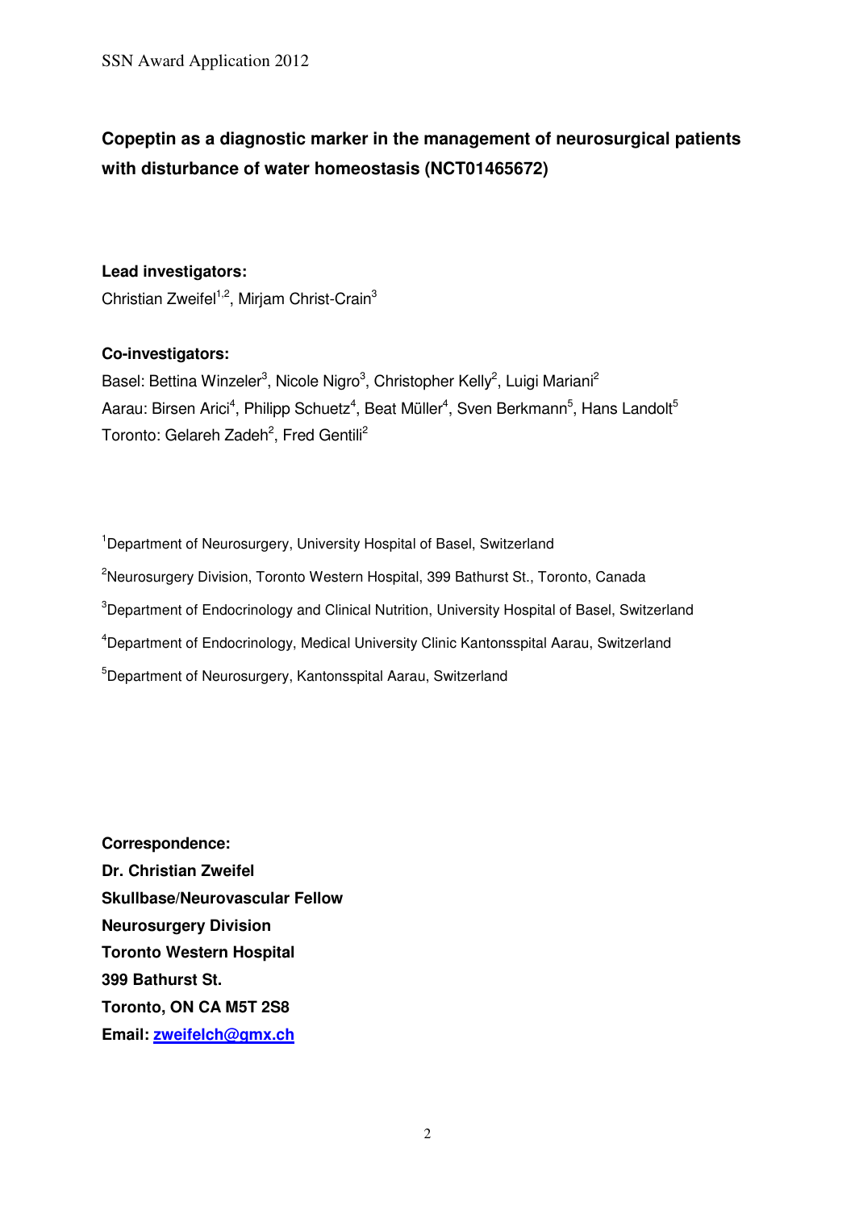# Copeptin as a diagnostic marker in the management of neurosurgical patients with disturbance of water homeostasis (NCT01465672)

**Lead investigators:**

Christian Zweifel[1,2], Mirjam Christ-Crain[3]

**Co-investigators:**

Basel: Bettina Winzeler[3], Nicole Nigro[3], Christopher Kelly[2], Luigi Mariani[2]

Aarau: Birsen Arici[4], Philipp Schuetz[4], Beat Müller[4], Sven Berkmann[5], Hans Landolt[5]

Toronto: Gelareh Zadeh[2], Fred Gentili[2]

[1]Department of Neurosurgery, University Hospital of Basel, Switzerland

[2]Neurosurgery Division, Toronto Western Hospital, 399 Bathurst St., Toronto, Canada

[3]Department of Endocrinology and Clinical Nutrition, University Hospital of Basel, Switzerland

[4]Department of Endocrinology, Medical University Clinic Kantonsspital Aarau, Switzerland

[5]Department of Neurosurgery, Kantonsspital Aarau, Switzerland

**Correspondence:**
**Dr. Christian Zweifel**
**Skullbase/Neurovascular Fellow**
**Neurosurgery Division**
**Toronto Western Hospital**
**399 Bathurst St.**
**Toronto, ON CA M5T 2S8**
**Email: zweifelch@gmx.ch**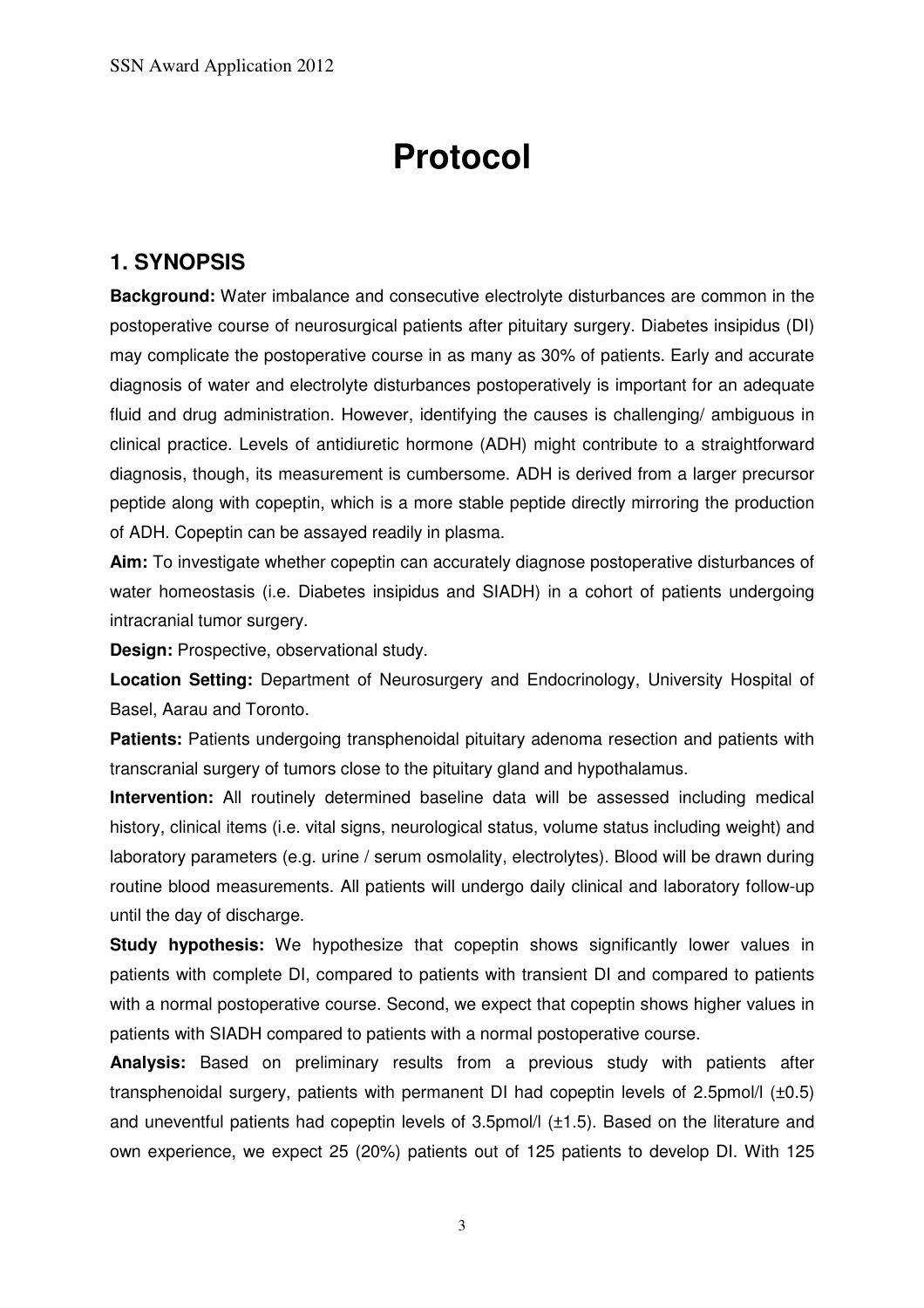# Protocol

## 1. SYNOPSIS

**Background:** Water imbalance and consecutive electrolyte disturbances are common in the postoperative course of neurosurgical patients after pituitary surgery. Diabetes insipidus (DI) may complicate the postoperative course in as many as 30% of patients. Early and accurate diagnosis of water and electrolyte disturbances postoperatively is important for an adequate fluid and drug administration. However, identifying the causes is challenging/ ambiguous in clinical practice. Levels of antidiuretic hormone (ADH) might contribute to a straightforward diagnosis, though, its measurement is cumbersome. ADH is derived from a larger precursor peptide along with copeptin, which is a more stable peptide directly mirroring the production of ADH. Copeptin can be assayed readily in plasma.

**Aim:** To investigate whether copeptin can accurately diagnose postoperative disturbances of water homeostasis (i.e. Diabetes insipidus and SIADH) in a cohort of patients undergoing intracranial tumor surgery.

**Design:** Prospective, observational study.

**Location Setting:** Department of Neurosurgery and Endocrinology, University Hospital of Basel, Aarau and Toronto.

**Patients:** Patients undergoing transphenoidal pituitary adenoma resection and patients with transcranial surgery of tumors close to the pituitary gland and hypothalamus.

**Intervention:** All routinely determined baseline data will be assessed including medical history, clinical items (i.e. vital signs, neurological status, volume status including weight) and laboratory parameters (e.g. urine / serum osmolality, electrolytes). Blood will be drawn during routine blood measurements. All patients will undergo daily clinical and laboratory follow-up until the day of discharge.

**Study hypothesis:** We hypothesize that copeptin shows significantly lower values in patients with complete DI, compared to patients with transient DI and compared to patients with a normal postoperative course. Second, we expect that copeptin shows higher values in patients with SIADH compared to patients with a normal postoperative course.

**Analysis:** Based on preliminary results from a previous study with patients after transphenoidal surgery, patients with permanent DI had copeptin levels of 2.5pmol/l (±0.5) and uneventful patients had copeptin levels of 3.5pmol/l (±1.5). Based on the literature and own experience, we expect 25 (20%) patients out of 125 patients to develop DI. With 125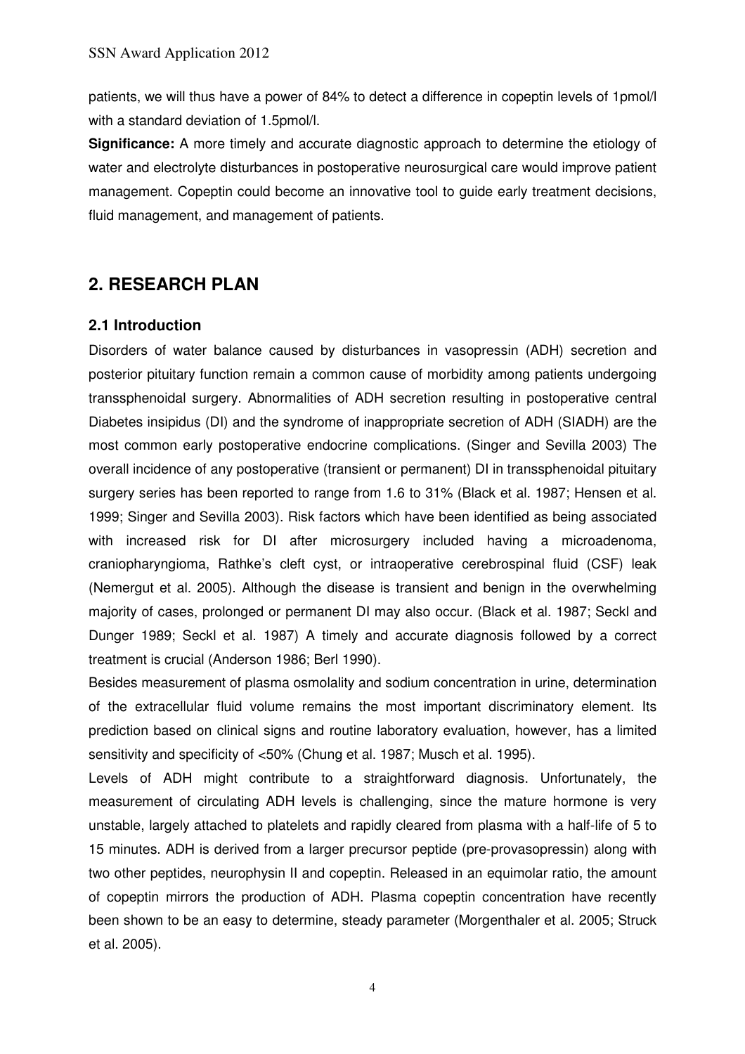patients, we will thus have a power of 84% to detect a difference in copeptin levels of 1pmol/l with a standard deviation of 1.5pmol/l.

**Significance:** A more timely and accurate diagnostic approach to determine the etiology of water and electrolyte disturbances in postoperative neurosurgical care would improve patient management. Copeptin could become an innovative tool to guide early treatment decisions, fluid management, and management of patients.

## 2. RESEARCH PLAN

### 2.1 Introduction

Disorders of water balance caused by disturbances in vasopressin (ADH) secretion and posterior pituitary function remain a common cause of morbidity among patients undergoing transsphenoidal surgery. Abnormalities of ADH secretion resulting in postoperative central Diabetes insipidus (DI) and the syndrome of inappropriate secretion of ADH (SIADH) are the most common early postoperative endocrine complications. (Singer and Sevilla 2003) The overall incidence of any postoperative (transient or permanent) DI in transsphenoidal pituitary surgery series has been reported to range from 1.6 to 31% (Black et al. 1987; Hensen et al. 1999; Singer and Sevilla 2003). Risk factors which have been identified as being associated with increased risk for DI after microsurgery included having a microadenoma, craniopharyngioma, Rathke's cleft cyst, or intraoperative cerebrospinal fluid (CSF) leak (Nemergut et al. 2005). Although the disease is transient and benign in the overwhelming majority of cases, prolonged or permanent DI may also occur. (Black et al. 1987; Seckl and Dunger 1989; Seckl et al. 1987) A timely and accurate diagnosis followed by a correct treatment is crucial (Anderson 1986; Berl 1990).

Besides measurement of plasma osmolality and sodium concentration in urine, determination of the extracellular fluid volume remains the most important discriminatory element. Its prediction based on clinical signs and routine laboratory evaluation, however, has a limited sensitivity and specificity of <50% (Chung et al. 1987; Musch et al. 1995).

Levels of ADH might contribute to a straightforward diagnosis. Unfortunately, the measurement of circulating ADH levels is challenging, since the mature hormone is very unstable, largely attached to platelets and rapidly cleared from plasma with a half-life of 5 to 15 minutes. ADH is derived from a larger precursor peptide (pre-provasopressin) along with two other peptides, neurophysin II and copeptin. Released in an equimolar ratio, the amount of copeptin mirrors the production of ADH. Plasma copeptin concentration have recently been shown to be an easy to determine, steady parameter (Morgenthaler et al. 2005; Struck et al. 2005).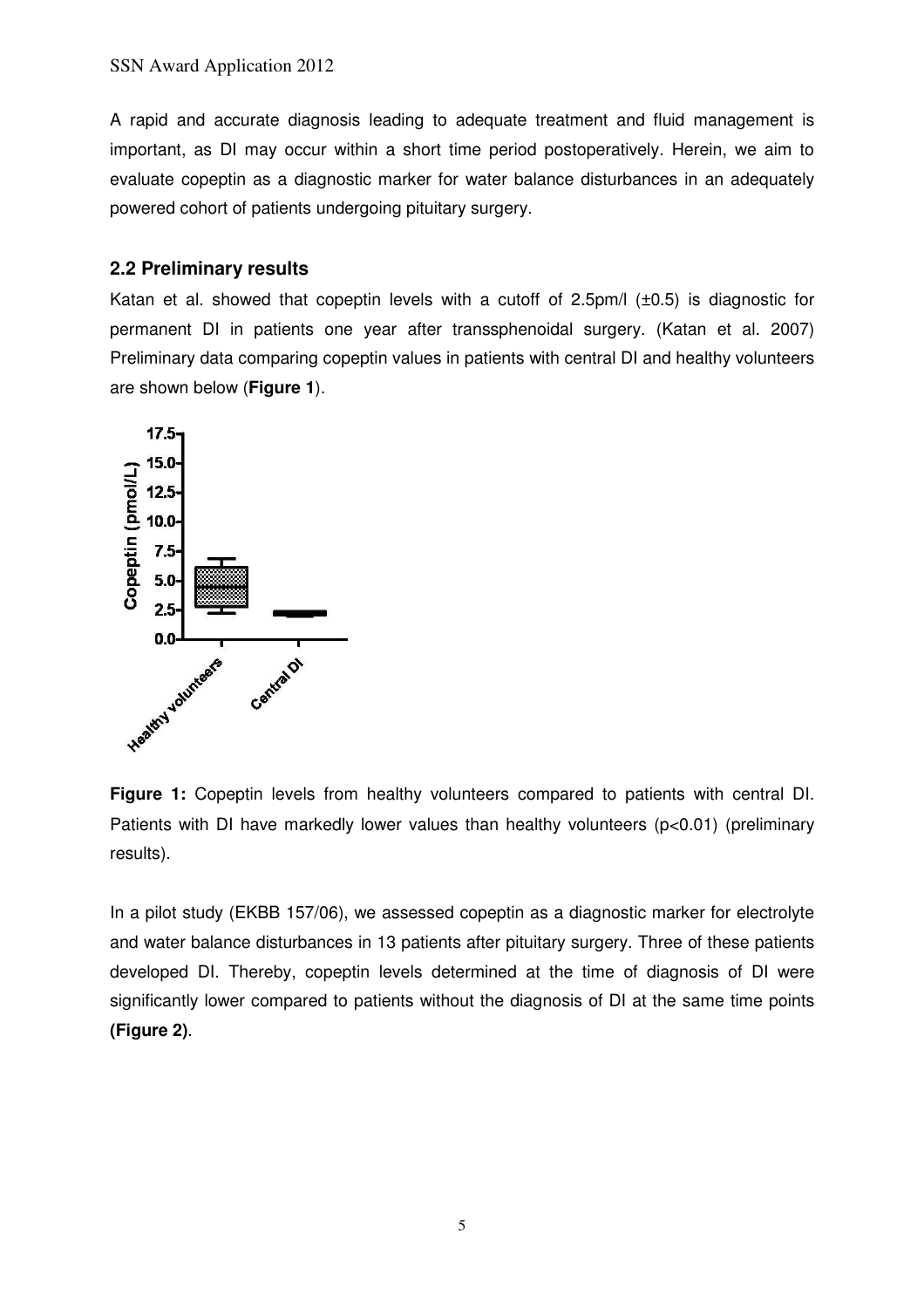A rapid and accurate diagnosis leading to adequate treatment and fluid management is important, as DI may occur within a short time period postoperatively. Herein, we aim to evaluate copeptin as a diagnostic marker for water balance disturbances in an adequately powered cohort of patients undergoing pituitary surgery.

### 2.2 Preliminary results

Katan et al. showed that copeptin levels with a cutoff of 2.5pm/l (±0.5) is diagnostic for permanent DI in patients one year after transsphenoidal surgery. (Katan et al. 2007) Preliminary data comparing copeptin values in patients with central DI and healthy volunteers are shown below (**Figure 1**).

**Figure 1:** Copeptin levels from healthy volunteers compared to patients with central DI. Patients with DI have markedly lower values than healthy volunteers ($p<0.01$) (preliminary results).

In a pilot study (EKBB 157/06), we assessed copeptin as a diagnostic marker for electrolyte and water balance disturbances in 13 patients after pituitary surgery. Three of these patients developed DI. Thereby, copeptin levels determined at the time of diagnosis of DI were significantly lower compared to patients without the diagnosis of DI at the same time points **(Figure 2)**.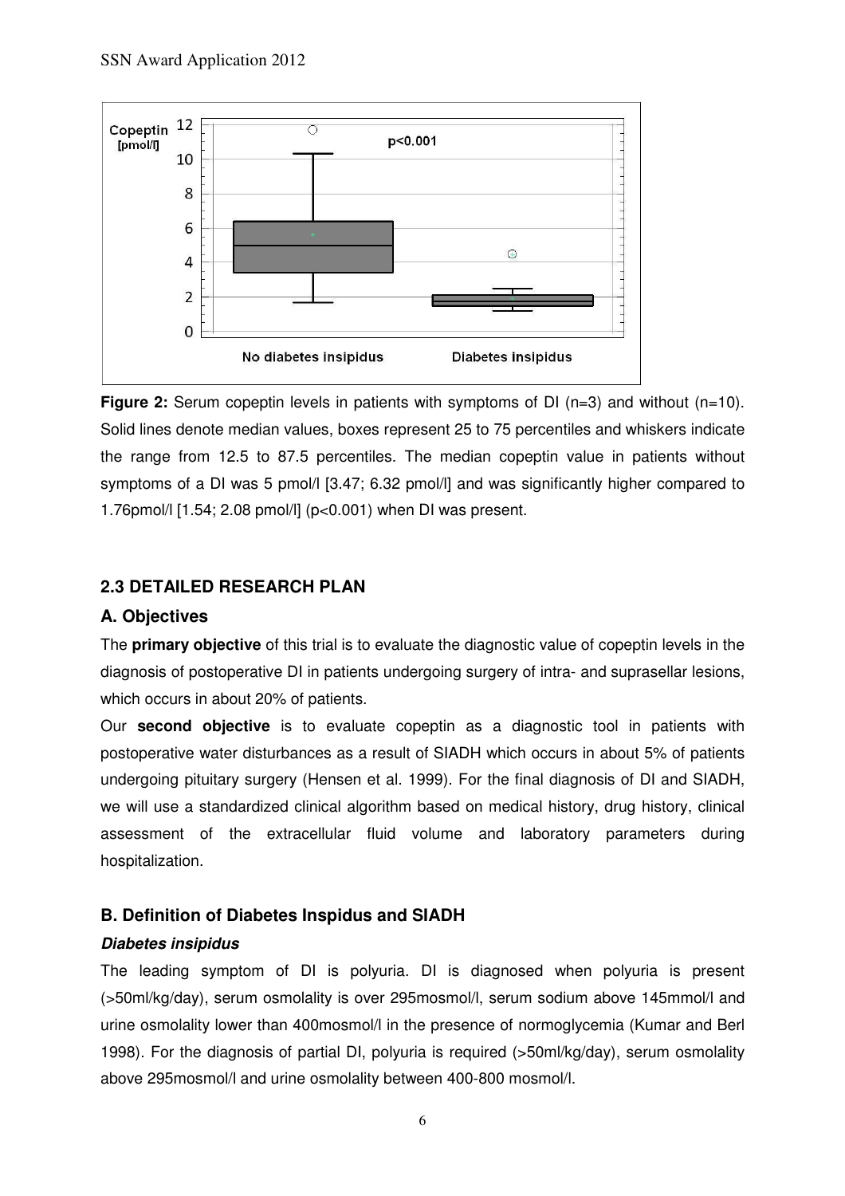**Figure 2:** Serum copeptin levels in patients with symptoms of DI (n=3) and without (n=10). Solid lines denote median values, boxes represent 25 to 75 percentiles and whiskers indicate the range from 12.5 to 87.5 percentiles. The median copeptin value in patients without symptoms of a DI was 5 pmol/l [3.47; 6.32 pmol/l] and was significantly higher compared to 1.76pmol/l [1.54; 2.08 pmol/l] ($p<0.001$) when DI was present.

## 2.3 DETAILED RESEARCH PLAN

### A. Objectives

The **primary objective** of this trial is to evaluate the diagnostic value of copeptin levels in the diagnosis of postoperative DI in patients undergoing surgery of intra- and suprasellar lesions, which occurs in about 20% of patients.

Our **second objective** is to evaluate copeptin as a diagnostic tool in patients with postoperative water disturbances as a result of SIADH which occurs in about 5% of patients undergoing pituitary surgery (Hensen et al. 1999). For the final diagnosis of DI and SIADH, we will use a standardized clinical algorithm based on medical history, drug history, clinical assessment of the extracellular fluid volume and laboratory parameters during hospitalization.

### B. Definition of Diabetes Inspidus and SIADH

***Diabetes insipidus***

The leading symptom of DI is polyuria. DI is diagnosed when polyuria is present (>50ml/kg/day), serum osmolality is over 295mosmol/l, serum sodium above 145mmol/l and urine osmolality lower than 400mosmol/l in the presence of normoglycemia (Kumar and Berl 1998). For the diagnosis of partial DI, polyuria is required (>50ml/kg/day), serum osmolality above 295mosmol/l and urine osmolality between 400-800 mosmol/l.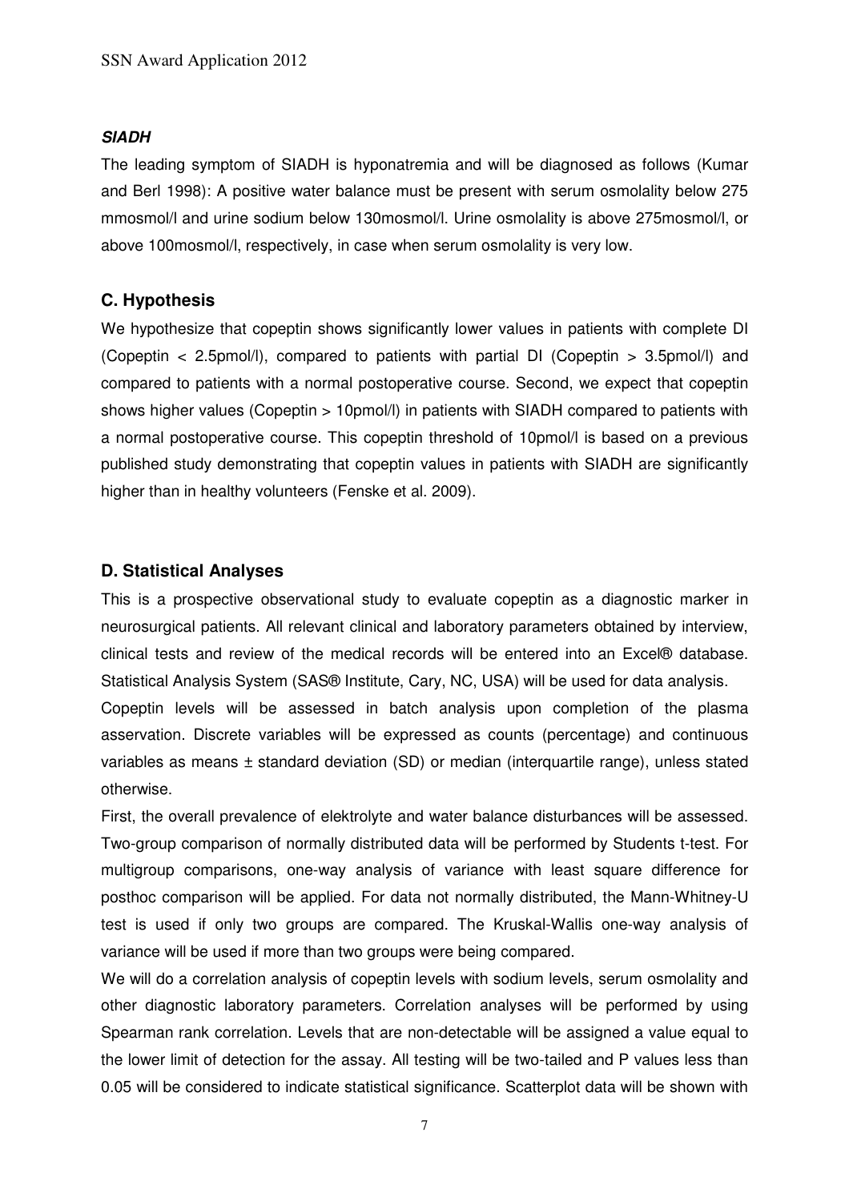***SIADH***

The leading symptom of SIADH is hyponatremia and will be diagnosed as follows (Kumar and Berl 1998): A positive water balance must be present with serum osmolality below 275 mmosmol/l and urine sodium below 130mosmol/l. Urine osmolality is above 275mosmol/l, or above 100mosmol/l, respectively, in case when serum osmolality is very low.

## C. Hypothesis

We hypothesize that copeptin shows significantly lower values in patients with complete DI (Copeptin < 2.5pmol/l), compared to patients with partial DI (Copeptin > 3.5pmol/l) and compared to patients with a normal postoperative course. Second, we expect that copeptin shows higher values (Copeptin > 10pmol/l) in patients with SIADH compared to patients with a normal postoperative course. This copeptin threshold of 10pmol/l is based on a previous published study demonstrating that copeptin values in patients with SIADH are significantly higher than in healthy volunteers (Fenske et al. 2009).

## D. Statistical Analyses

This is a prospective observational study to evaluate copeptin as a diagnostic marker in neurosurgical patients. All relevant clinical and laboratory parameters obtained by interview, clinical tests and review of the medical records will be entered into an Excel® database. Statistical Analysis System (SAS® Institute, Cary, NC, USA) will be used for data analysis.

Copeptin levels will be assessed in batch analysis upon completion of the plasma asservation. Discrete variables will be expressed as counts (percentage) and continuous variables as means ± standard deviation (SD) or median (interquartile range), unless stated otherwise.

First, the overall prevalence of elektrolyte and water balance disturbances will be assessed. Two-group comparison of normally distributed data will be performed by Students t-test. For multigroup comparisons, one-way analysis of variance with least square difference for posthoc comparison will be applied. For data not normally distributed, the Mann-Whitney-U test is used if only two groups are compared. The Kruskal-Wallis one-way analysis of variance will be used if more than two groups were being compared.

We will do a correlation analysis of copeptin levels with sodium levels, serum osmolality and other diagnostic laboratory parameters. Correlation analyses will be performed by using Spearman rank correlation. Levels that are non-detectable will be assigned a value equal to the lower limit of detection for the assay. All testing will be two-tailed and P values less than 0.05 will be considered to indicate statistical significance. Scatterplot data will be shown with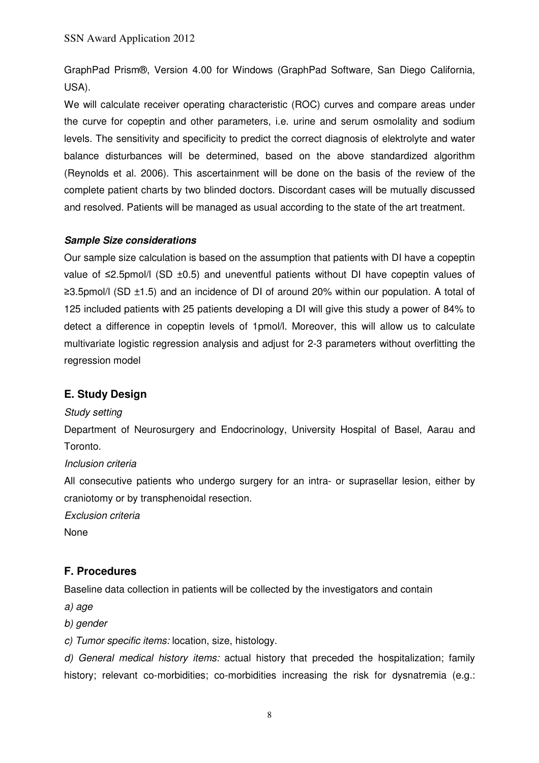GraphPad Prism®, Version 4.00 for Windows (GraphPad Software, San Diego California, USA).

We will calculate receiver operating characteristic (ROC) curves and compare areas under the curve for copeptin and other parameters, i.e. urine and serum osmolality and sodium levels. The sensitivity and specificity to predict the correct diagnosis of elektrolyte and water balance disturbances will be determined, based on the above standardized algorithm (Reynolds et al. 2006). This ascertainment will be done on the basis of the review of the complete patient charts by two blinded doctors. Discordant cases will be mutually discussed and resolved. Patients will be managed as usual according to the state of the art treatment.

***Sample Size considerations***

Our sample size calculation is based on the assumption that patients with DI have a copeptin value of ≤2.5pmol/l (SD ±0.5) and uneventful patients without DI have copeptin values of ≥3.5pmol/l (SD ±1.5) and an incidence of DI of around 20% within our population. A total of 125 included patients with 25 patients developing a DI will give this study a power of 84% to detect a difference in copeptin levels of 1pmol/l. Moreover, this will allow us to calculate multivariate logistic regression analysis and adjust for 2-3 parameters without overfitting the regression model

## E. Study Design

*Study setting*

Department of Neurosurgery and Endocrinology, University Hospital of Basel, Aarau and Toronto.

*Inclusion criteria*

All consecutive patients who undergo surgery for an intra- or suprasellar lesion, either by craniotomy or by transphenoidal resection.

*Exclusion criteria*

None

## F. Procedures

Baseline data collection in patients will be collected by the investigators and contain

*a) age*

*b) gender*

*c) Tumor specific items:* location, size, histology.

*d) General medical history items:* actual history that preceded the hospitalization; family history; relevant co-morbidities; co-morbidities increasing the risk for dysnatremia (e.g.: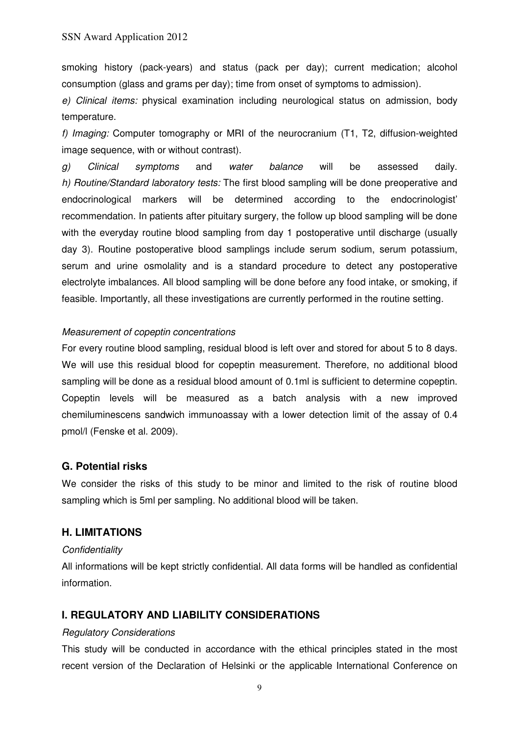smoking history (pack-years) and status (pack per day); current medication; alcohol consumption (glass and grams per day); time from onset of symptoms to admission).

*e) Clinical items:* physical examination including neurological status on admission, body temperature.

*f) Imaging:* Computer tomography or MRI of the neurocranium (T1, T2, diffusion-weighted image sequence, with or without contrast).

*g) Clinical symptoms* and *water balance* will be assessed daily.

*h) Routine/Standard laboratory tests:* The first blood sampling will be done preoperative and endocrinological markers will be determined according to the endocrinologist' recommendation. In patients after pituitary surgery, the follow up blood sampling will be done with the everyday routine blood sampling from day 1 postoperative until discharge (usually day 3). Routine postoperative blood samplings include serum sodium, serum potassium, serum and urine osmolality and is a standard procedure to detect any postoperative electrolyte imbalances. All blood sampling will be done before any food intake, or smoking, if feasible. Importantly, all these investigations are currently performed in the routine setting.

*Measurement of copeptin concentrations*

For every routine blood sampling, residual blood is left over and stored for about 5 to 8 days. We will use this residual blood for copeptin measurement. Therefore, no additional blood sampling will be done as a residual blood amount of 0.1ml is sufficient to determine copeptin. Copeptin levels will be measured as a batch analysis with a new improved chemiluminescens sandwich immunoassay with a lower detection limit of the assay of 0.4 pmol/l (Fenske et al. 2009).

## G. Potential risks

We consider the risks of this study to be minor and limited to the risk of routine blood sampling which is 5ml per sampling. No additional blood will be taken.

## H. LIMITATIONS

*Confidentiality*

All informations will be kept strictly confidential. All data forms will be handled as confidential information.

## I. REGULATORY AND LIABILITY CONSIDERATIONS

*Regulatory Considerations*

This study will be conducted in accordance with the ethical principles stated in the most recent version of the Declaration of Helsinki or the applicable International Conference on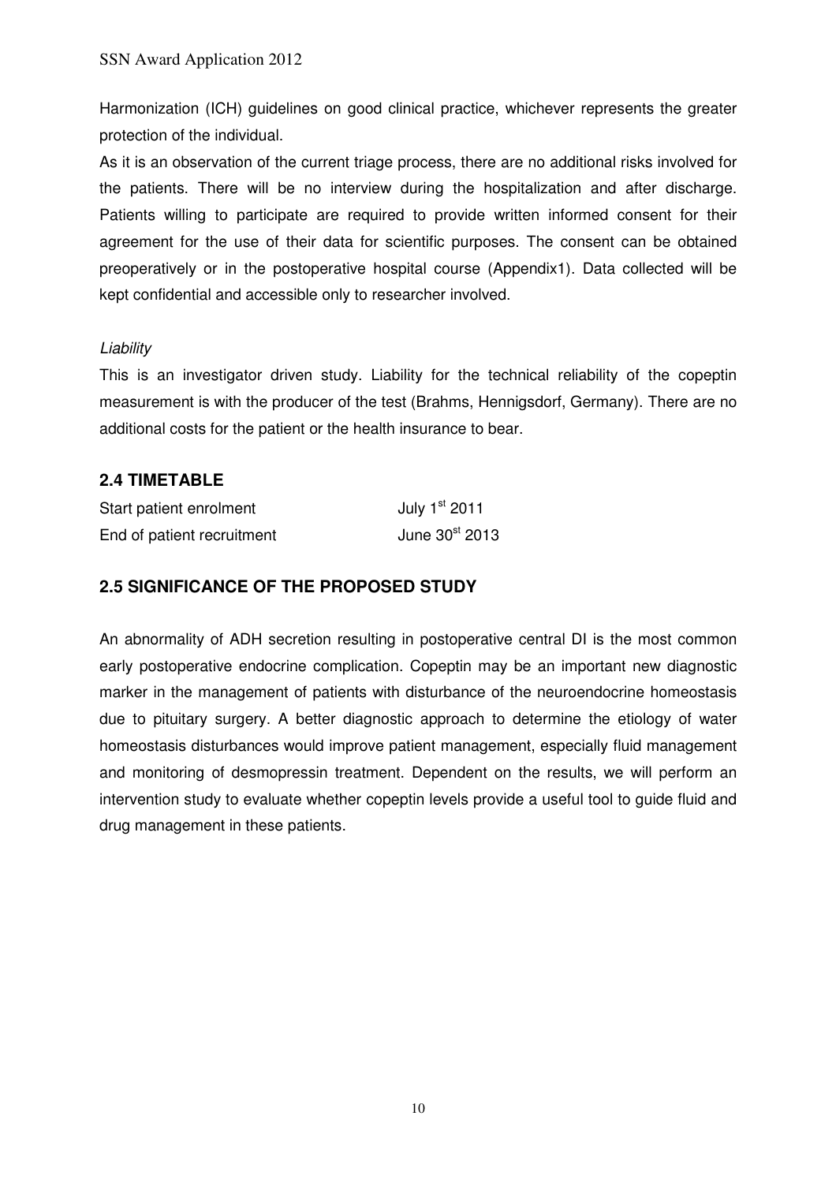Harmonization (ICH) guidelines on good clinical practice, whichever represents the greater protection of the individual.

As it is an observation of the current triage process, there are no additional risks involved for the patients. There will be no interview during the hospitalization and after discharge. Patients willing to participate are required to provide written informed consent for their agreement for the use of their data for scientific purposes. The consent can be obtained preoperatively or in the postoperative hospital course (Appendix1). Data collected will be kept confidential and accessible only to researcher involved.

*Liability*

This is an investigator driven study. Liability for the technical reliability of the copeptin measurement is with the producer of the test (Brahms, Hennigsdorf, Germany). There are no additional costs for the patient or the health insurance to bear.

## 2.4 TIMETABLE

| | |
|---|---|
| Start patient enrolment | July 1st 2011 |
| End of patient recruitment | June 30st 2013 |

## 2.5 SIGNIFICANCE OF THE PROPOSED STUDY

An abnormality of ADH secretion resulting in postoperative central DI is the most common early postoperative endocrine complication. Copeptin may be an important new diagnostic marker in the management of patients with disturbance of the neuroendocrine homeostasis due to pituitary surgery. A better diagnostic approach to determine the etiology of water homeostasis disturbances would improve patient management, especially fluid management and monitoring of desmopressin treatment. Dependent on the results, we will perform an intervention study to evaluate whether copeptin levels provide a useful tool to guide fluid and drug management in these patients.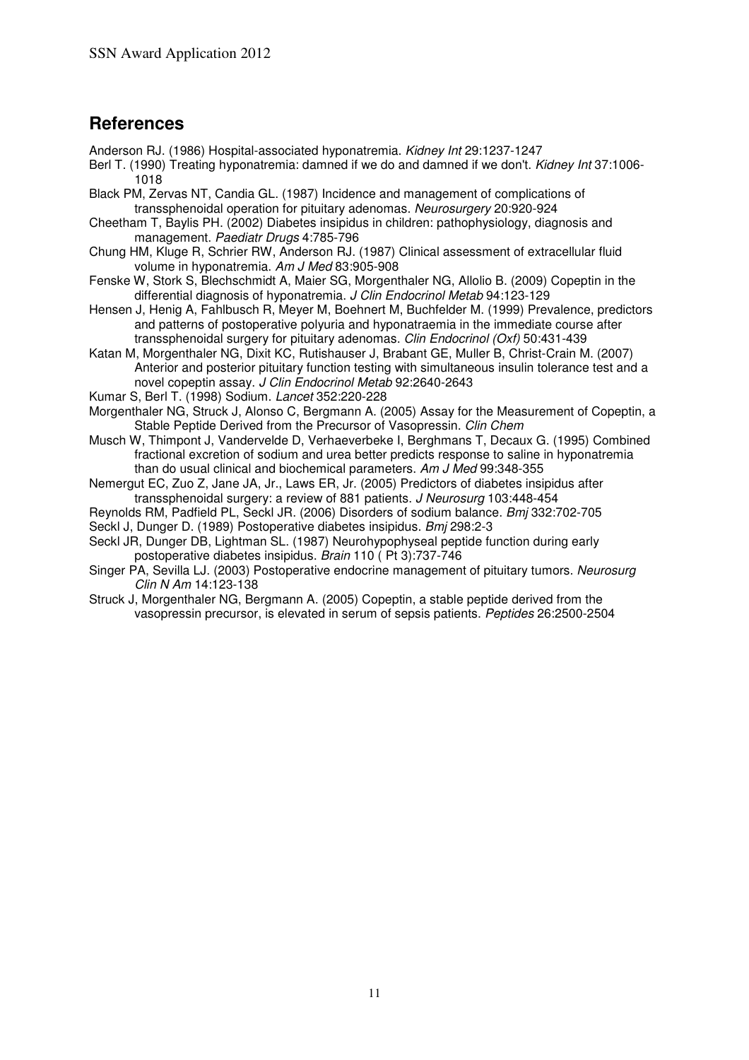## References

Anderson RJ. (1986) Hospital-associated hyponatremia. *Kidney Int* 29:1237-1247

Berl T. (1990) Treating hyponatremia: damned if we do and damned if we don't. *Kidney Int* 37:1006-1018

Black PM, Zervas NT, Candia GL. (1987) Incidence and management of complications of transsphenoidal operation for pituitary adenomas. *Neurosurgery* 20:920-924

Cheetham T, Baylis PH. (2002) Diabetes insipidus in children: pathophysiology, diagnosis and management. *Paediatr Drugs* 4:785-796

Chung HM, Kluge R, Schrier RW, Anderson RJ. (1987) Clinical assessment of extracellular fluid volume in hyponatremia. *Am J Med* 83:905-908

Fenske W, Stork S, Blechschmidt A, Maier SG, Morgenthaler NG, Allolio B. (2009) Copeptin in the differential diagnosis of hyponatremia. *J Clin Endocrinol Metab* 94:123-129

Hensen J, Henig A, Fahlbusch R, Meyer M, Boehnert M, Buchfelder M. (1999) Prevalence, predictors and patterns of postoperative polyuria and hyponatraemia in the immediate course after transsphenoidal surgery for pituitary adenomas. *Clin Endocrinol (Oxf)* 50:431-439

Katan M, Morgenthaler NG, Dixit KC, Rutishauser J, Brabant GE, Muller B, Christ-Crain M. (2007) Anterior and posterior pituitary function testing with simultaneous insulin tolerance test and a novel copeptin assay. *J Clin Endocrinol Metab* 92:2640-2643

Kumar S, Berl T. (1998) Sodium. *Lancet* 352:220-228

Morgenthaler NG, Struck J, Alonso C, Bergmann A. (2005) Assay for the Measurement of Copeptin, a Stable Peptide Derived from the Precursor of Vasopressin. *Clin Chem*

Musch W, Thimpont J, Vandervelde D, Verhaeverbeke I, Berghmans T, Decaux G. (1995) Combined fractional excretion of sodium and urea better predicts response to saline in hyponatremia than do usual clinical and biochemical parameters. *Am J Med* 99:348-355

Nemergut EC, Zuo Z, Jane JA, Jr., Laws ER, Jr. (2005) Predictors of diabetes insipidus after transsphenoidal surgery: a review of 881 patients. *J Neurosurg* 103:448-454

Reynolds RM, Padfield PL, Seckl JR. (2006) Disorders of sodium balance. *Bmj* 332:702-705

Seckl J, Dunger D. (1989) Postoperative diabetes insipidus. *Bmj* 298:2-3

Seckl JR, Dunger DB, Lightman SL. (1987) Neurohypophyseal peptide function during early postoperative diabetes insipidus. *Brain* 110 ( Pt 3):737-746

Singer PA, Sevilla LJ. (2003) Postoperative endocrine management of pituitary tumors. *Neurosurg Clin N Am* 14:123-138

Struck J, Morgenthaler NG, Bergmann A. (2005) Copeptin, a stable peptide derived from the vasopressin precursor, is elevated in serum of sepsis patients. *Peptides* 26:2500-2504